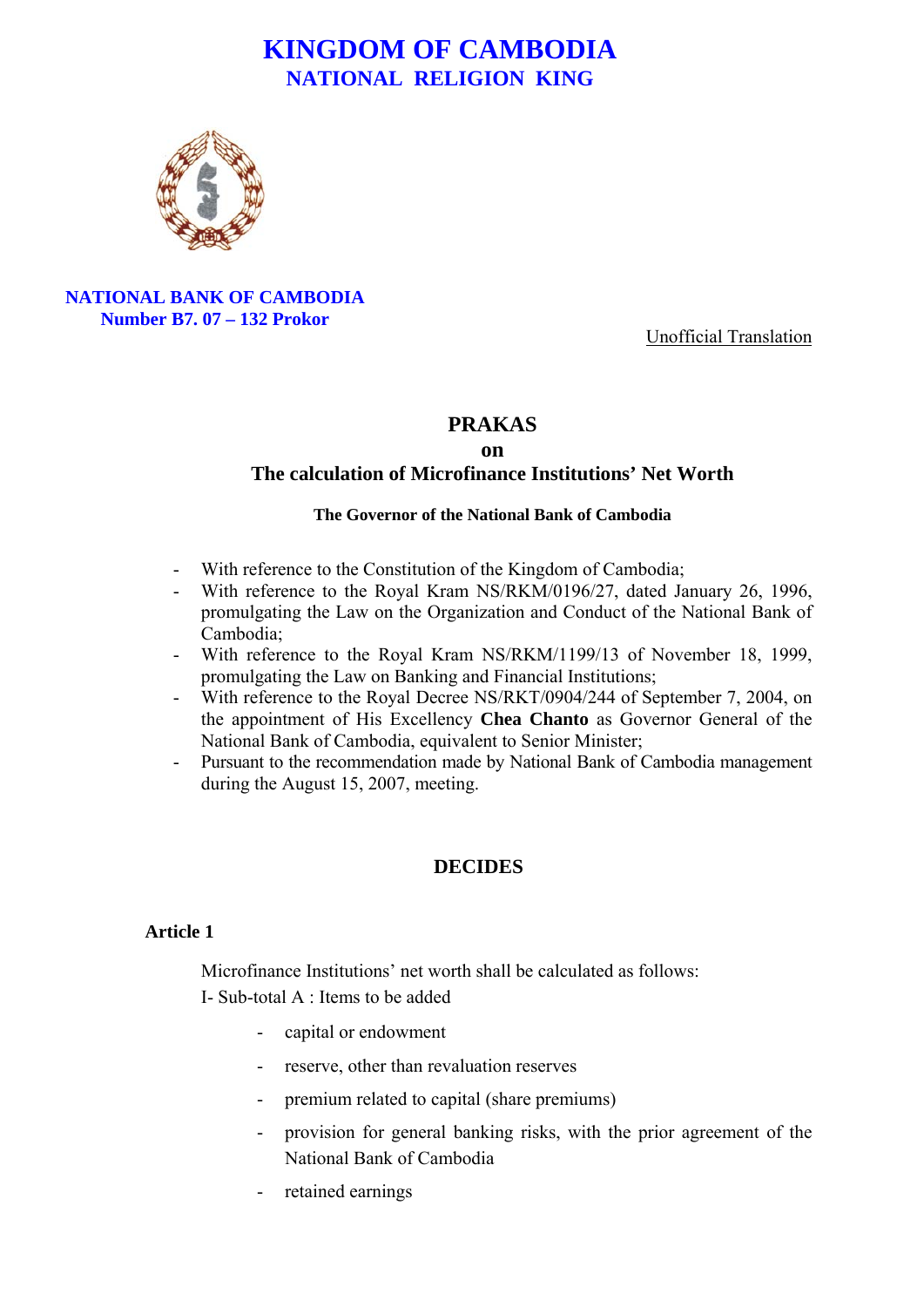# KINGDOM OF CAMBODIA
## NATIONAL RELIGION KING

**NATIONAL BANK OF CAMBODIA**
**Number B7. 07 – 132 Prokor**

Unofficial Translation

# PRAKAS
## on
## The calculation of Microfinance Institutions' Net Worth

**The Governor of the National Bank of Cambodia**

- With reference to the Constitution of the Kingdom of Cambodia;
- With reference to the Royal Kram NS/RKM/0196/27, dated January 26, 1996, promulgating the Law on the Organization and Conduct of the National Bank of Cambodia;
- With reference to the Royal Kram NS/RKM/1199/13 of November 18, 1999, promulgating the Law on Banking and Financial Institutions;
- With reference to the Royal Decree NS/RKT/0904/244 of September 7, 2004, on the appointment of His Excellency **Chea Chanto** as Governor General of the National Bank of Cambodia, equivalent to Senior Minister;
- Pursuant to the recommendation made by National Bank of Cambodia management during the August 15, 2007, meeting.

## DECIDES

### Article 1

Microfinance Institutions' net worth shall be calculated as follows:

I- Sub-total A : Items to be added

- capital or endowment
- reserve, other than revaluation reserves
- premium related to capital (share premiums)
- provision for general banking risks, with the prior agreement of the National Bank of Cambodia
- retained earnings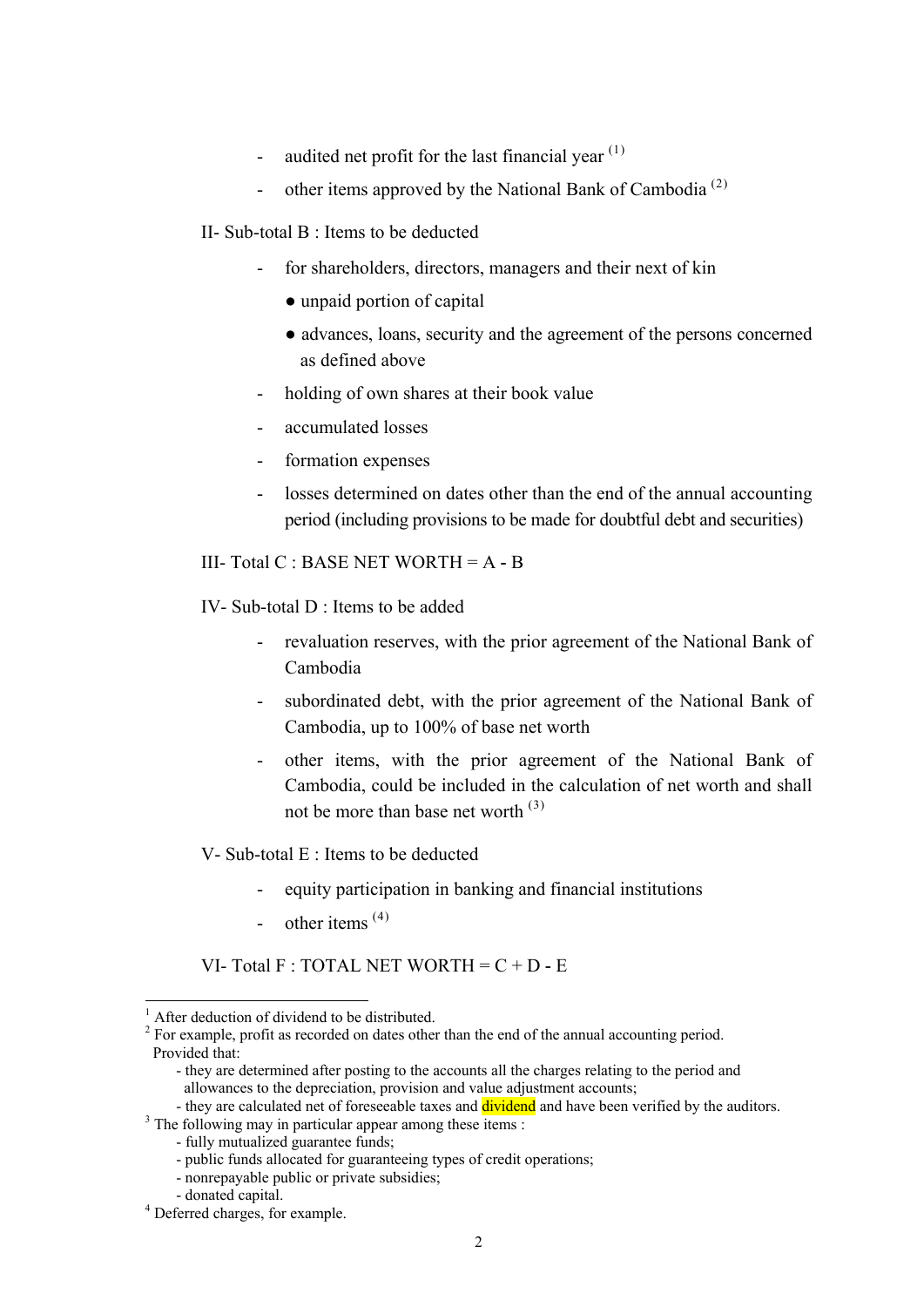- audited net profit for the last financial year [1]
- other items approved by the National Bank of Cambodia [2]

II- Sub-total B : Items to be deducted

- for shareholders, directors, managers and their next of kin
  - unpaid portion of capital
  - advances, loans, security and the agreement of the persons concerned as defined above
- holding of own shares at their book value
- accumulated losses
- formation expenses
- losses determined on dates other than the end of the annual accounting period (including provisions to be made for doubtful debt and securities)

III- Total C : BASE NET WORTH = A - B

IV- Sub-total D : Items to be added

- revaluation reserves, with the prior agreement of the National Bank of Cambodia
- subordinated debt, with the prior agreement of the National Bank of Cambodia, up to 100% of base net worth
- other items, with the prior agreement of the National Bank of Cambodia, could be included in the calculation of net worth and shall not be more than base net worth [3]

V- Sub-total E : Items to be deducted

- equity participation in banking and financial institutions
- other items [4]

VI- Total F : TOTAL NET WORTH = C + D - E

---

[1] After deduction of dividend to be distributed.

[2] For example, profit as recorded on dates other than the end of the annual accounting period. Provided that:
- they are determined after posting to the accounts all the charges relating to the period and allowances to the depreciation, provision and value adjustment accounts;
- they are calculated net of foreseeable taxes and dividend and have been verified by the auditors.

[3] The following may in particular appear among these items :
- fully mutualized guarantee funds;
- public funds allocated for guaranteeing types of credit operations;
- nonrepayable public or private subsidies;
- donated capital.

[4] Deferred charges, for example.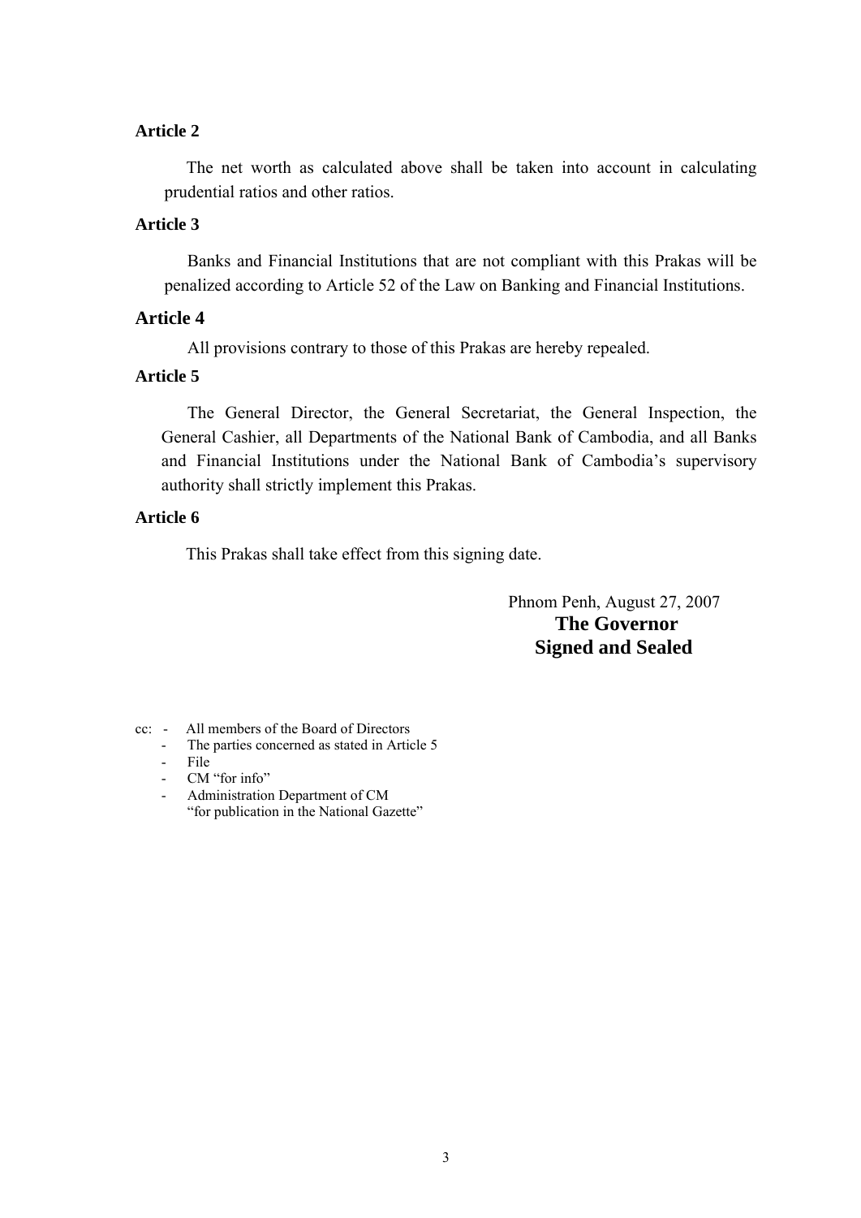**Article 2**

The net worth as calculated above shall be taken into account in calculating prudential ratios and other ratios.

**Article 3**

Banks and Financial Institutions that are not compliant with this Prakas will be penalized according to Article 52 of the Law on Banking and Financial Institutions.

**Article 4**

All provisions contrary to those of this Prakas are hereby repealed.

**Article 5**

The General Director, the General Secretariat, the General Inspection, the General Cashier, all Departments of the National Bank of Cambodia, and all Banks and Financial Institutions under the National Bank of Cambodia's supervisory authority shall strictly implement this Prakas.

**Article 6**

This Prakas shall take effect from this signing date.

Phnom Penh, August 27, 2007

**The Governor**

**Signed and Sealed**

cc:
- All members of the Board of Directors
- The parties concerned as stated in Article 5
- File
- CM "for info"
- Administration Department of CM "for publication in the National Gazette"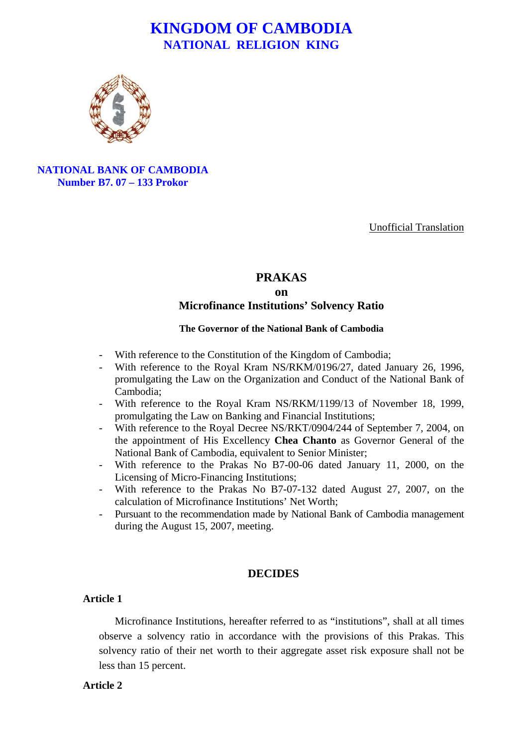# KINGDOM OF CAMBODIA
## NATIONAL RELIGION KING

**NATIONAL BANK OF CAMBODIA**
**Number B7. 07 – 133 Prokor**

Unofficial Translation

## PRAKAS
## on
## Microfinance Institutions' Solvency Ratio

**The Governor of the National Bank of Cambodia**

- With reference to the Constitution of the Kingdom of Cambodia;
- With reference to the Royal Kram NS/RKM/0196/27, dated January 26, 1996, promulgating the Law on the Organization and Conduct of the National Bank of Cambodia;
- With reference to the Royal Kram NS/RKM/1199/13 of November 18, 1999, promulgating the Law on Banking and Financial Institutions;
- With reference to the Royal Decree NS/RKT/0904/244 of September 7, 2004, on the appointment of His Excellency **Chea Chanto** as Governor General of the National Bank of Cambodia, equivalent to Senior Minister;
- With reference to the Prakas No B7-00-06 dated January 11, 2000, on the Licensing of Micro-Financing Institutions;
- With reference to the Prakas No B7-07-132 dated August 27, 2007, on the calculation of Microfinance Institutions' Net Worth;
- Pursuant to the recommendation made by National Bank of Cambodia management during the August 15, 2007, meeting.

## DECIDES

### Article 1

Microfinance Institutions, hereafter referred to as "institutions", shall at all times observe a solvency ratio in accordance with the provisions of this Prakas. This solvency ratio of their net worth to their aggregate asset risk exposure shall not be less than 15 percent.

### Article 2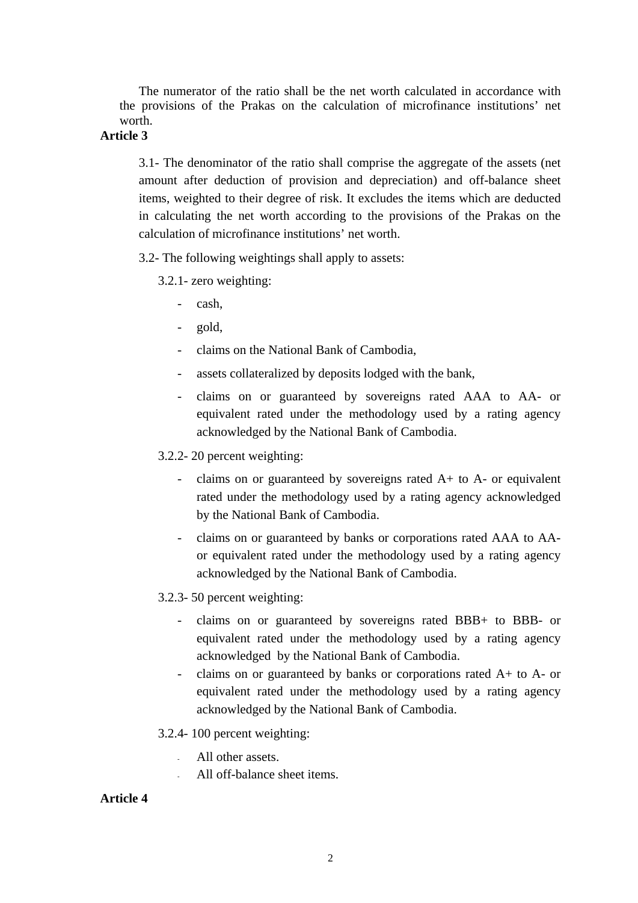The numerator of the ratio shall be the net worth calculated in accordance with the provisions of the Prakas on the calculation of microfinance institutions' net worth.

**Article 3**

3.1- The denominator of the ratio shall comprise the aggregate of the assets (net amount after deduction of provision and depreciation) and off-balance sheet items, weighted to their degree of risk. It excludes the items which are deducted in calculating the net worth according to the provisions of the Prakas on the calculation of microfinance institutions' net worth.

3.2- The following weightings shall apply to assets:

3.2.1- zero weighting:

- cash,
- gold,
- claims on the National Bank of Cambodia,
- assets collateralized by deposits lodged with the bank,
- claims on or guaranteed by sovereigns rated AAA to AA- or equivalent rated under the methodology used by a rating agency acknowledged by the National Bank of Cambodia.

3.2.2- 20 percent weighting:

- claims on or guaranteed by sovereigns rated A+ to A- or equivalent rated under the methodology used by a rating agency acknowledged by the National Bank of Cambodia.
- claims on or guaranteed by banks or corporations rated AAA to AA- or equivalent rated under the methodology used by a rating agency acknowledged by the National Bank of Cambodia.

3.2.3- 50 percent weighting:

- claims on or guaranteed by sovereigns rated BBB+ to BBB- or equivalent rated under the methodology used by a rating agency acknowledged by the National Bank of Cambodia.
- claims on or guaranteed by banks or corporations rated A+ to A- or equivalent rated under the methodology used by a rating agency acknowledged by the National Bank of Cambodia.

3.2.4- 100 percent weighting:

- All other assets.
- All off-balance sheet items.

**Article 4**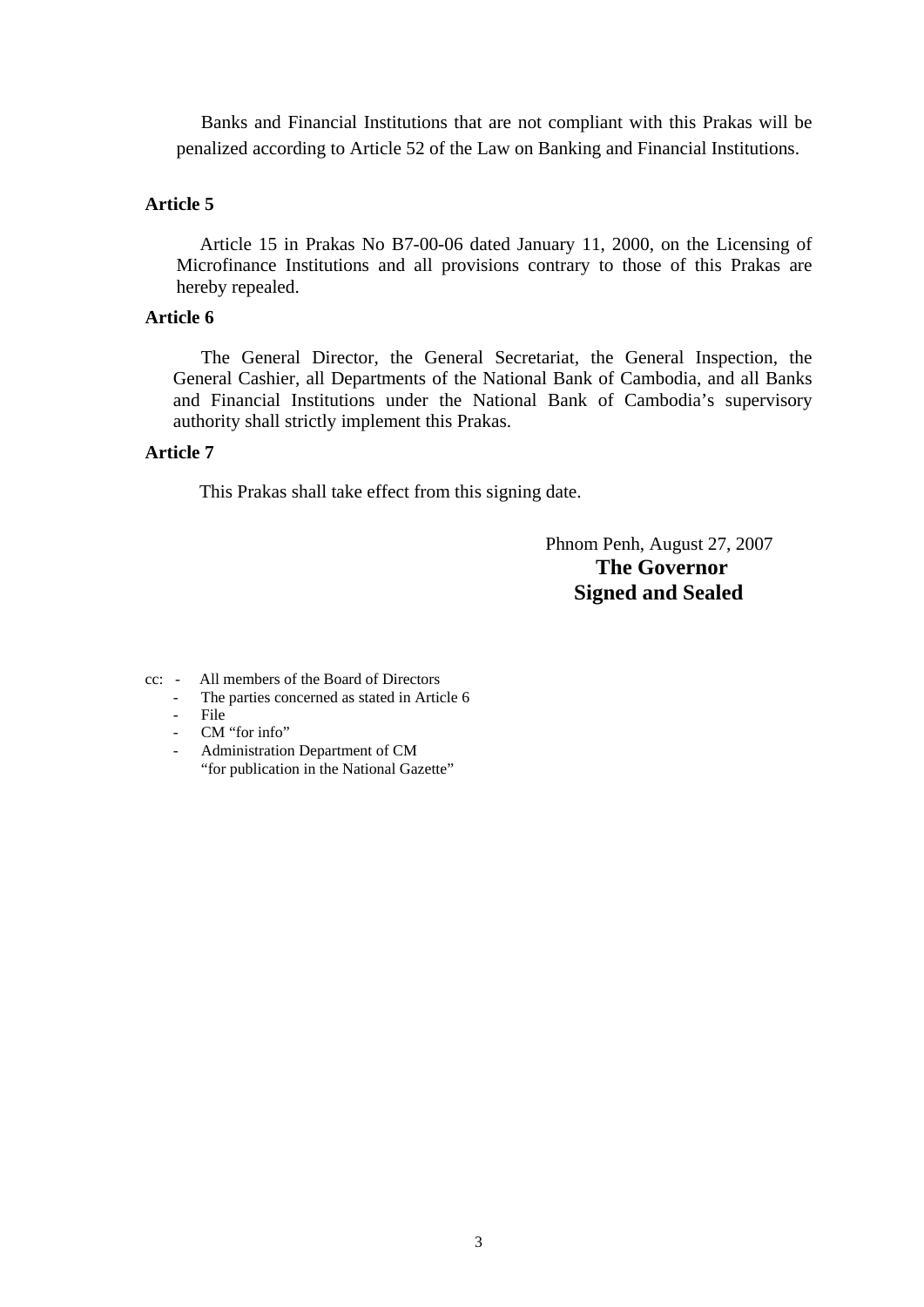Banks and Financial Institutions that are not compliant with this Prakas will be penalized according to Article 52 of the Law on Banking and Financial Institutions.

**Article 5**

Article 15 in Prakas No B7-00-06 dated January 11, 2000, on the Licensing of Microfinance Institutions and all provisions contrary to those of this Prakas are hereby repealed.

**Article 6**

The General Director, the General Secretariat, the General Inspection, the General Cashier, all Departments of the National Bank of Cambodia, and all Banks and Financial Institutions under the National Bank of Cambodia's supervisory authority shall strictly implement this Prakas.

**Article 7**

This Prakas shall take effect from this signing date.

Phnom Penh, August 27, 2007

**The Governor**

**Signed and Sealed**

cc:
- All members of the Board of Directors
- The parties concerned as stated in Article 6
- File
- CM "for info"
- Administration Department of CM "for publication in the National Gazette"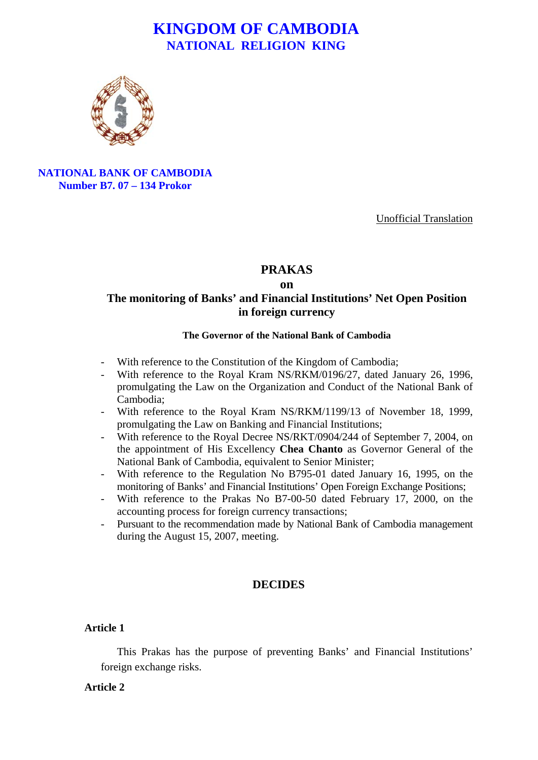# KINGDOM OF CAMBODIA
## NATIONAL RELIGION KING

**NATIONAL BANK OF CAMBODIA**
**Number B7. 07 – 134 Prokor**

Unofficial Translation

## PRAKAS
### on
### The monitoring of Banks' and Financial Institutions' Net Open Position in foreign currency

**The Governor of the National Bank of Cambodia**

- With reference to the Constitution of the Kingdom of Cambodia;
- With reference to the Royal Kram NS/RKM/0196/27, dated January 26, 1996, promulgating the Law on the Organization and Conduct of the National Bank of Cambodia;
- With reference to the Royal Kram NS/RKM/1199/13 of November 18, 1999, promulgating the Law on Banking and Financial Institutions;
- With reference to the Royal Decree NS/RKT/0904/244 of September 7, 2004, on the appointment of His Excellency **Chea Chanto** as Governor General of the National Bank of Cambodia, equivalent to Senior Minister;
- With reference to the Regulation No B795-01 dated January 16, 1995, on the monitoring of Banks' and Financial Institutions' Open Foreign Exchange Positions;
- With reference to the Prakas No B7-00-50 dated February 17, 2000, on the accounting process for foreign currency transactions;
- Pursuant to the recommendation made by National Bank of Cambodia management during the August 15, 2007, meeting.

## DECIDES

**Article 1**

This Prakas has the purpose of preventing Banks' and Financial Institutions' foreign exchange risks.

**Article 2**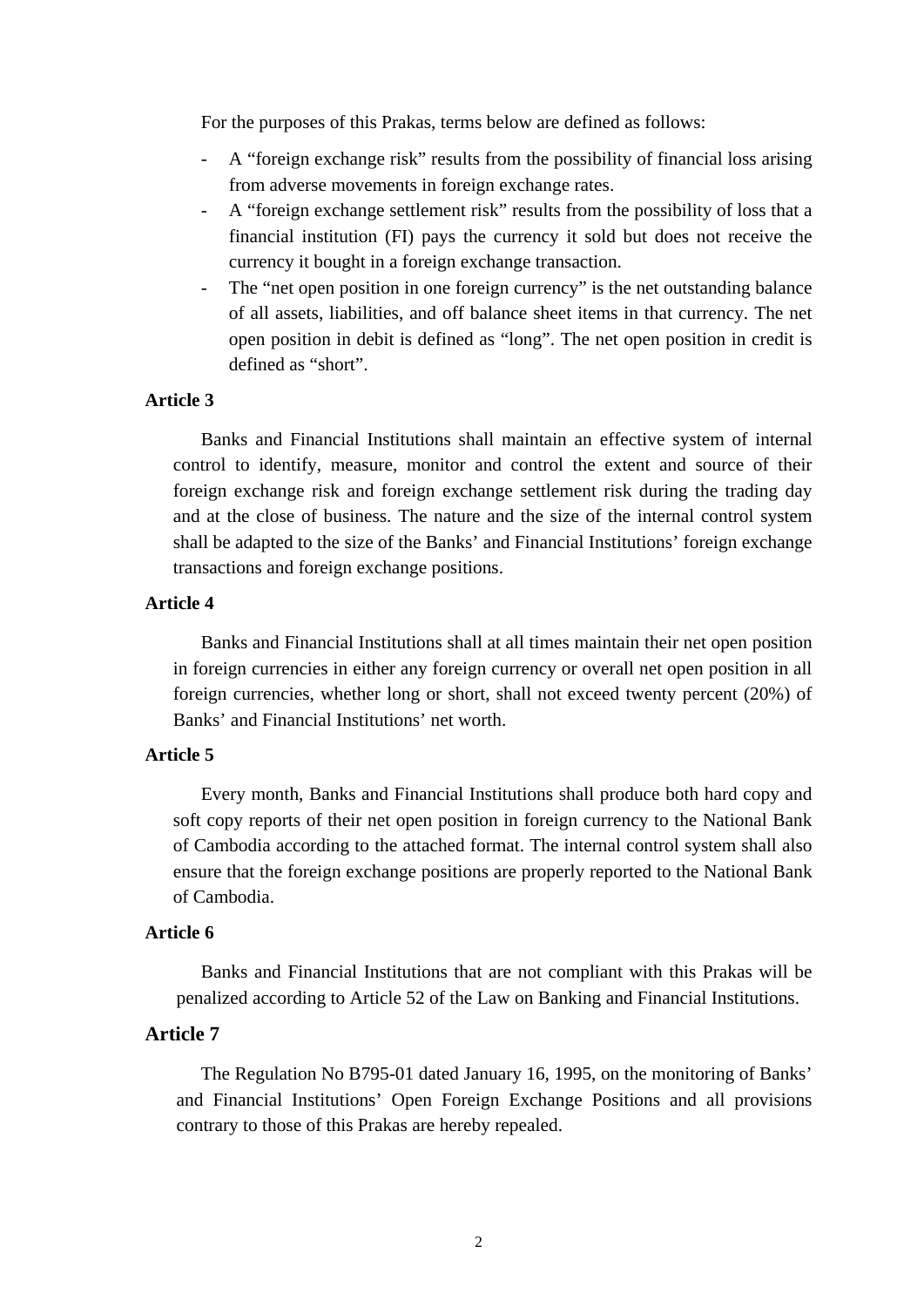For the purposes of this Prakas, terms below are defined as follows:

- A "foreign exchange risk" results from the possibility of financial loss arising from adverse movements in foreign exchange rates.
- A "foreign exchange settlement risk" results from the possibility of loss that a financial institution (FI) pays the currency it sold but does not receive the currency it bought in a foreign exchange transaction.
- The "net open position in one foreign currency" is the net outstanding balance of all assets, liabilities, and off balance sheet items in that currency. The net open position in debit is defined as "long". The net open position in credit is defined as "short".

**Article 3**

Banks and Financial Institutions shall maintain an effective system of internal control to identify, measure, monitor and control the extent and source of their foreign exchange risk and foreign exchange settlement risk during the trading day and at the close of business. The nature and the size of the internal control system shall be adapted to the size of the Banks' and Financial Institutions' foreign exchange transactions and foreign exchange positions.

**Article 4**

Banks and Financial Institutions shall at all times maintain their net open position in foreign currencies in either any foreign currency or overall net open position in all foreign currencies, whether long or short, shall not exceed twenty percent (20%) of Banks' and Financial Institutions' net worth.

**Article 5**

Every month, Banks and Financial Institutions shall produce both hard copy and soft copy reports of their net open position in foreign currency to the National Bank of Cambodia according to the attached format. The internal control system shall also ensure that the foreign exchange positions are properly reported to the National Bank of Cambodia.

**Article 6**

Banks and Financial Institutions that are not compliant with this Prakas will be penalized according to Article 52 of the Law on Banking and Financial Institutions.

**Article 7**

The Regulation No B795-01 dated January 16, 1995, on the monitoring of Banks' and Financial Institutions' Open Foreign Exchange Positions and all provisions contrary to those of this Prakas are hereby repealed.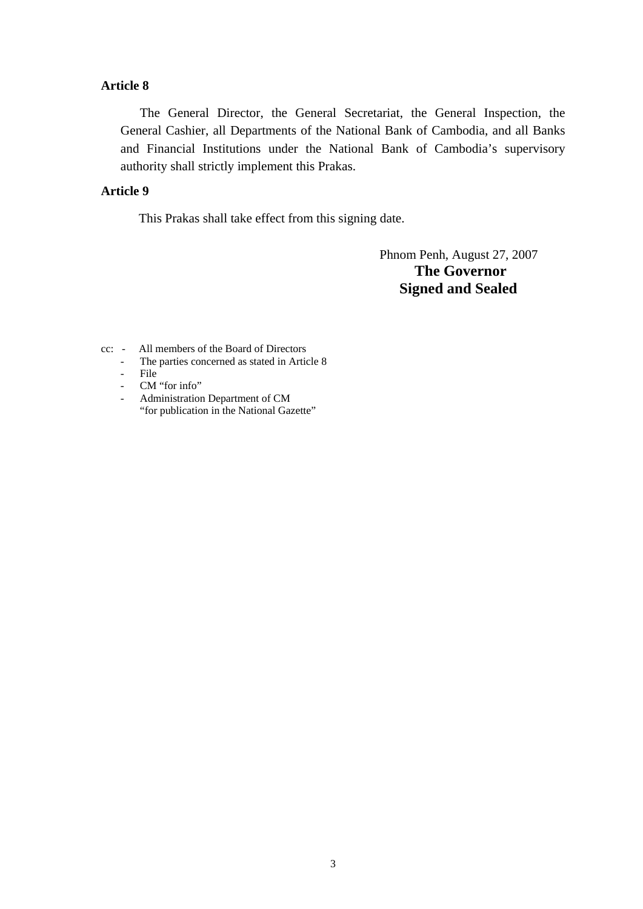**Article 8**

The General Director, the General Secretariat, the General Inspection, the General Cashier, all Departments of the National Bank of Cambodia, and all Banks and Financial Institutions under the National Bank of Cambodia's supervisory authority shall strictly implement this Prakas.

**Article 9**

This Prakas shall take effect from this signing date.

Phnom Penh, August 27, 2007

**The Governor**

**Signed and Sealed**

cc:
- All members of the Board of Directors
- The parties concerned as stated in Article 8
- File
- CM "for info"
- Administration Department of CM
  "for publication in the National Gazette"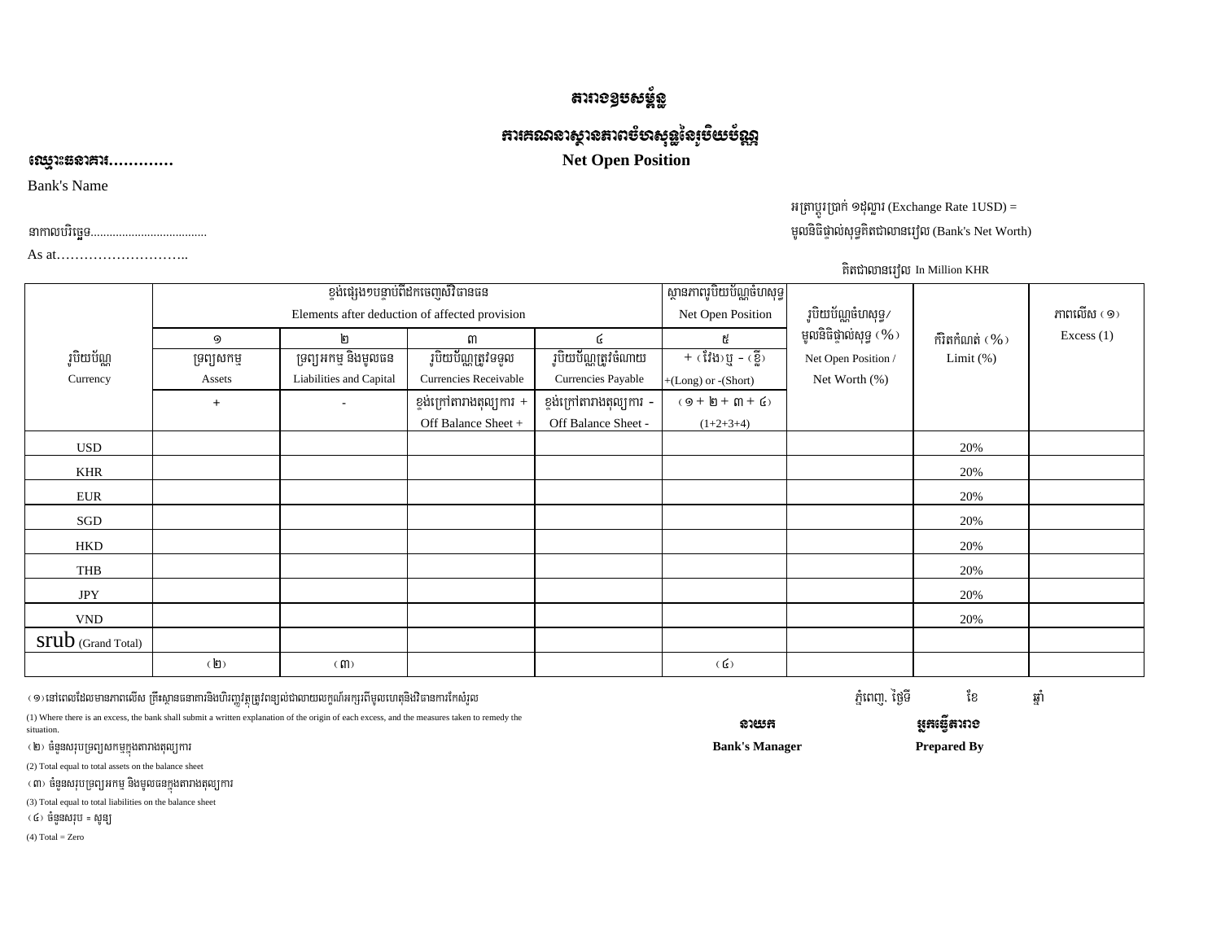# តារាងឧបសម្ព័ន្ធ

## ការគណនាស្ថានភាពចំហសុទ្ធនៃរូបិយប័ណ្ណ

**ឈ្មោះធនាគារ............**

**Net Open Position**

Bank's Name

អត្រាប្តូរប្រាក់ ១ដុល្លារ (Exchange Rate 1USD) =

នាកាលបរិច្ឆេទ.....................................

មូលនិធិផ្ទាល់សុទ្ធគិតជាលានរៀល (Bank's Net Worth)

As at………………………..

គិតជាលានរៀល In Million KHR

| រូបិយប័ណ្ណ Currency | ខ្ទង់ផ្សេងៗបន្ទាប់ពីដកចេញសំវិធានធន Elements after deduction of affected provision | | | | ស្ថានភាពរូបិយប័ណ្ណចំហសុទ្ធ Net Open Position | រូបិយប័ណ្ណចំហសុទ្ធ/ មូលនិធិផ្ទាល់សុទ្ធ (%) Net Open Position / Net Worth (%) | កំរិតកំណត់ (%) Limit (%) | ភាពលើស (១) Excess (1) |
|---|---|---|---|---|---|---|---|---|
| | ១ | ២ | ៣ | ៤ | ៥ | | | |
| | ទ្រព្យសកម្ម Assets | ទ្រព្យអកម្ម និងមូលធន Liabilities and Capital | រូបិយប័ណ្ណត្រូវទទួល Currencies Receivable | រូបិយប័ណ្ណត្រូវចំណាយ Currencies Payable | + (វែង) ឬ - (ខ្លី) +(Long) or -(Short) | | | |
| | + | - | ខ្ទង់ក្រៅតារាងតុល្យការ + Off Balance Sheet + | ខ្ទង់ក្រៅតារាងតុល្យការ - Off Balance Sheet - | (១ + ២ + ៣ + ៤) (1+2+3+4) | | | |
| USD | | | | | | | 20% | |
| KHR | | | | | | | 20% | |
| EUR | | | | | | | 20% | |
| SGD | | | | | | | 20% | |
| HKD | | | | | | | 20% | |
| THB | | | | | | | 20% | |
| JPY | | | | | | | 20% | |
| VND | | | | | | | 20% | |
| srub (Grand Total) | | | | | | | | |
| | (២) | (៣) | | | (៤) | | | |

(១) នៅពេលដែលមានភាពលើស គ្រឹះស្ថានធនាគារនិងហិរញ្ញវត្ថុត្រូវពន្យល់ជាលាយលក្ខណ៍អក្សរពីមូលហេតុនិងវិធានការកែសំរួល

(1) Where there is an excess, the bank shall submit a written explanation of the origin of each excess, and the measures taken to remedy the situation.

(២) ចំនួនសរុបទ្រព្យសកម្មក្នុងតារាងតុល្យការ

(2) Total equal to total assets on the balance sheet

(៣) ចំនួនសរុបទ្រព្យអកម្ម និងមូលធនក្នុងតារាងតុល្យការ

(3) Total equal to total liabilities on the balance sheet

(៤) ចំនួនសរុប = សូន្យ

(4) Total = Zero

ភ្នំពេញ, ថ្ងៃទី ខែ ឆ្នាំ

**នាយក** | **អ្នកធ្វើតារាង**

**Bank's Manager** | **Prepared By**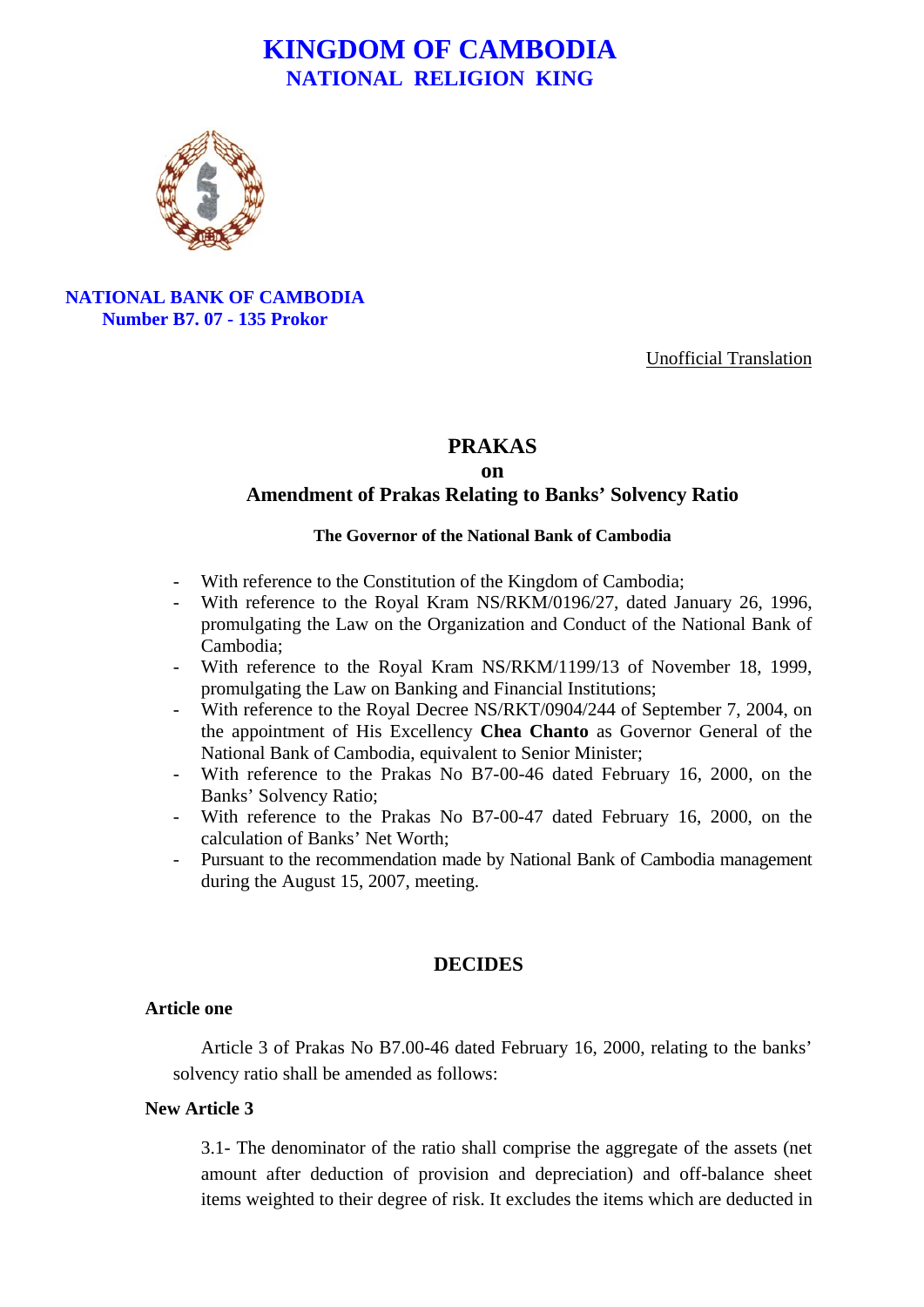# KINGDOM OF CAMBODIA
## NATIONAL RELIGION KING

**NATIONAL BANK OF CAMBODIA**
**Number B7. 07 - 135 Prokor**

Unofficial Translation

## PRAKAS
## on
## Amendment of Prakas Relating to Banks' Solvency Ratio

**The Governor of the National Bank of Cambodia**

- With reference to the Constitution of the Kingdom of Cambodia;
- With reference to the Royal Kram NS/RKM/0196/27, dated January 26, 1996, promulgating the Law on the Organization and Conduct of the National Bank of Cambodia;
- With reference to the Royal Kram NS/RKM/1199/13 of November 18, 1999, promulgating the Law on Banking and Financial Institutions;
- With reference to the Royal Decree NS/RKT/0904/244 of September 7, 2004, on the appointment of His Excellency **Chea Chanto** as Governor General of the National Bank of Cambodia, equivalent to Senior Minister;
- With reference to the Prakas No B7-00-46 dated February 16, 2000, on the Banks' Solvency Ratio;
- With reference to the Prakas No B7-00-47 dated February 16, 2000, on the calculation of Banks' Net Worth;
- Pursuant to the recommendation made by National Bank of Cambodia management during the August 15, 2007, meeting.

## DECIDES

**Article one**

Article 3 of Prakas No B7.00-46 dated February 16, 2000, relating to the banks' solvency ratio shall be amended as follows:

**New Article 3**

3.1- The denominator of the ratio shall comprise the aggregate of the assets (net amount after deduction of provision and depreciation) and off-balance sheet items weighted to their degree of risk. It excludes the items which are deducted in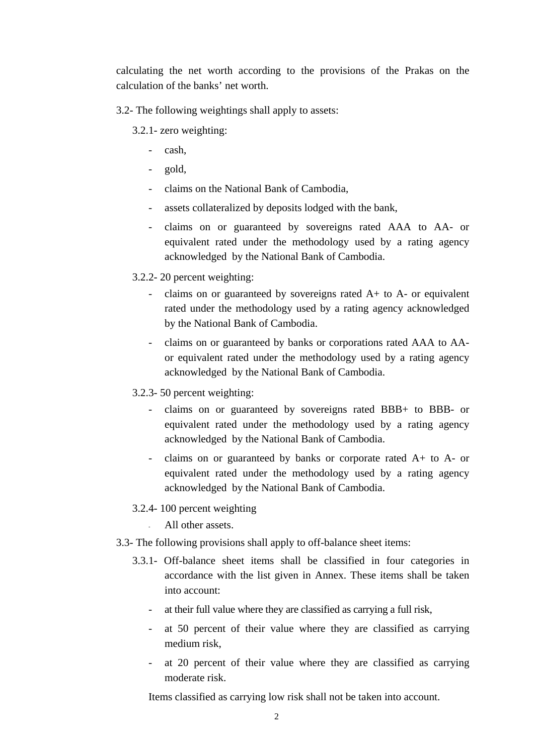calculating the net worth according to the provisions of the Prakas on the calculation of the banks' net worth.

3.2- The following weightings shall apply to assets:

3.2.1- zero weighting:

- cash,
- gold,
- claims on the National Bank of Cambodia,
- assets collateralized by deposits lodged with the bank,
- claims on or guaranteed by sovereigns rated AAA to AA- or equivalent rated under the methodology used by a rating agency acknowledged by the National Bank of Cambodia.

3.2.2- 20 percent weighting:

- claims on or guaranteed by sovereigns rated A+ to A- or equivalent rated under the methodology used by a rating agency acknowledged by the National Bank of Cambodia.
- claims on or guaranteed by banks or corporations rated AAA to AA- or equivalent rated under the methodology used by a rating agency acknowledged by the National Bank of Cambodia.

3.2.3- 50 percent weighting:

- claims on or guaranteed by sovereigns rated BBB+ to BBB- or equivalent rated under the methodology used by a rating agency acknowledged by the National Bank of Cambodia.
- claims on or guaranteed by banks or corporate rated A+ to A- or equivalent rated under the methodology used by a rating agency acknowledged by the National Bank of Cambodia.

3.2.4- 100 percent weighting

- All other assets.

3.3- The following provisions shall apply to off-balance sheet items:

3.3.1- Off-balance sheet items shall be classified in four categories in accordance with the list given in Annex. These items shall be taken into account:

- at their full value where they are classified as carrying a full risk,
- at 50 percent of their value where they are classified as carrying medium risk,
- at 20 percent of their value where they are classified as carrying moderate risk.

Items classified as carrying low risk shall not be taken into account.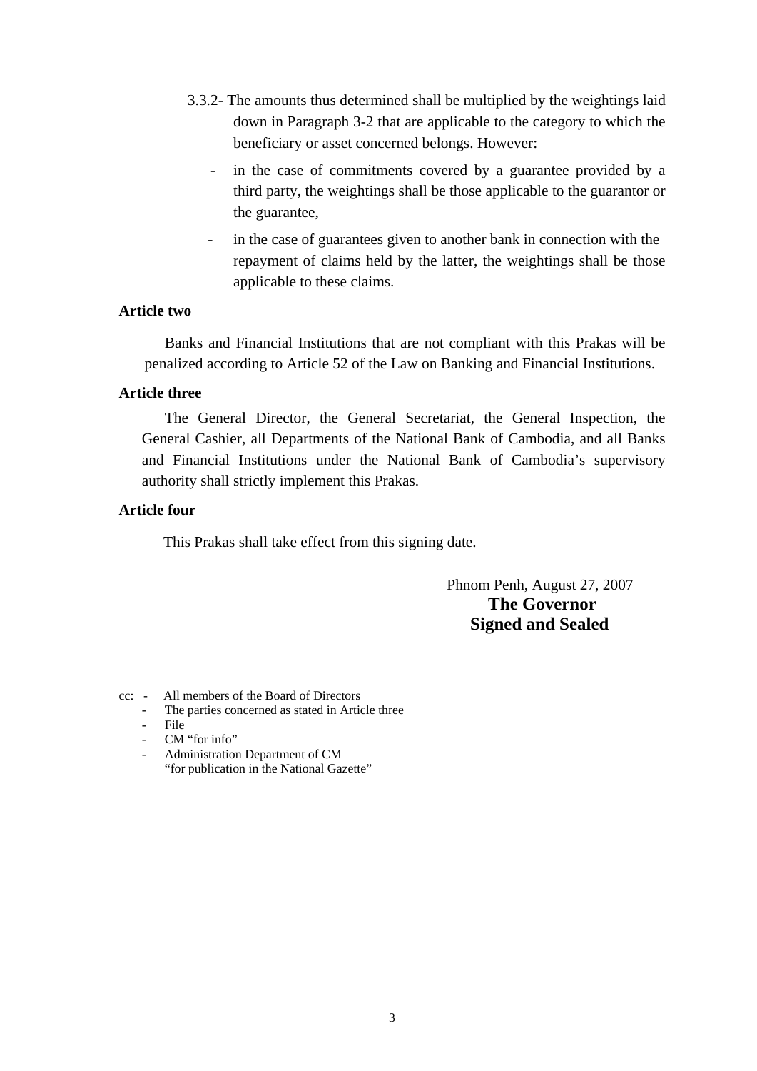3.3.2- The amounts thus determined shall be multiplied by the weightings laid down in Paragraph 3-2 that are applicable to the category to which the beneficiary or asset concerned belongs. However:

- in the case of commitments covered by a guarantee provided by a third party, the weightings shall be those applicable to the guarantor or the guarantee,
- in the case of guarantees given to another bank in connection with the repayment of claims held by the latter, the weightings shall be those applicable to these claims.

**Article two**

Banks and Financial Institutions that are not compliant with this Prakas will be penalized according to Article 52 of the Law on Banking and Financial Institutions.

**Article three**

The General Director, the General Secretariat, the General Inspection, the General Cashier, all Departments of the National Bank of Cambodia, and all Banks and Financial Institutions under the National Bank of Cambodia's supervisory authority shall strictly implement this Prakas.

**Article four**

This Prakas shall take effect from this signing date.

Phnom Penh, August 27, 2007

**The Governor**

**Signed and Sealed**

cc:
- All members of the Board of Directors
- The parties concerned as stated in Article three
- File
- CM "for info"
- Administration Department of CM "for publication in the National Gazette"